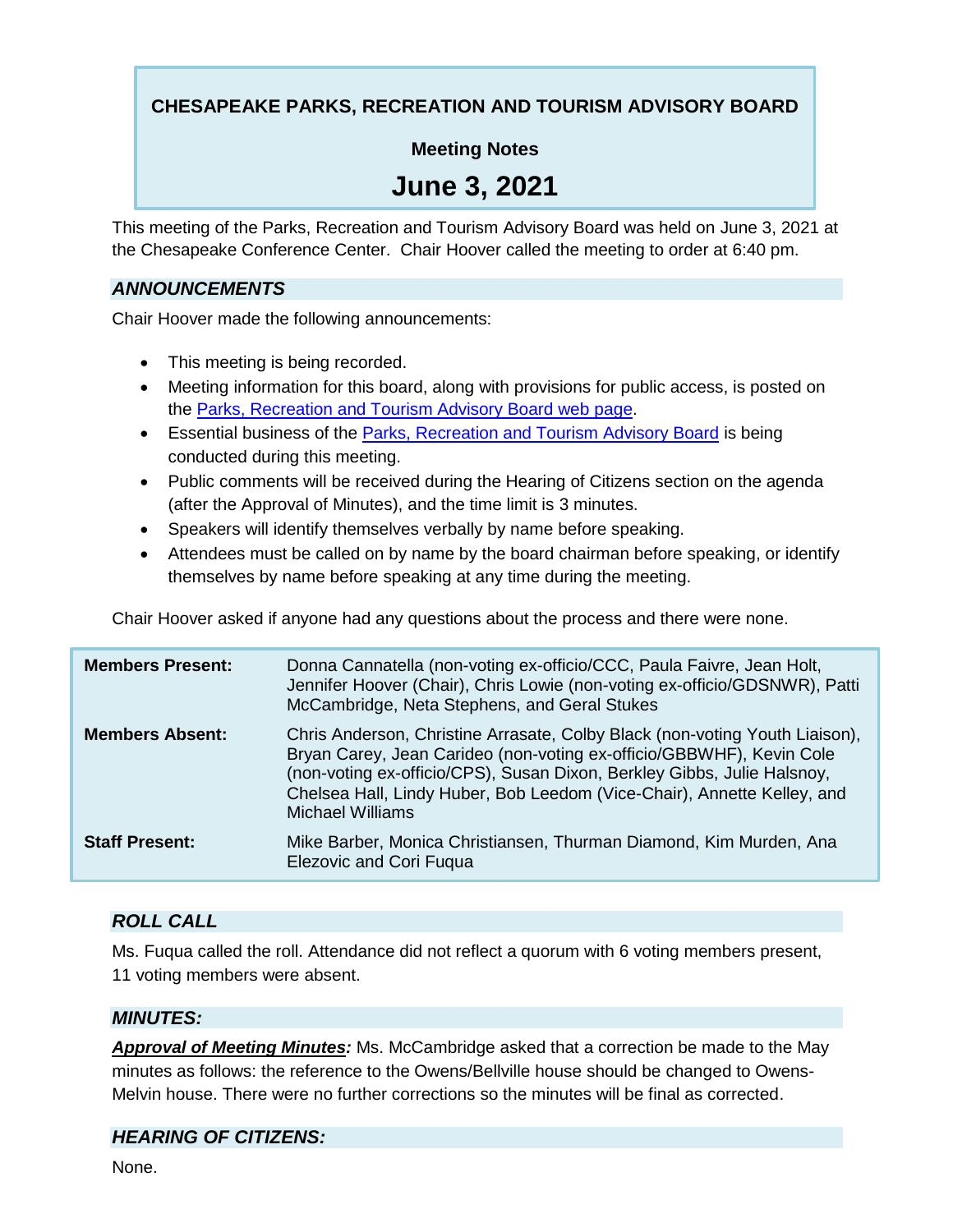# CHESAPEAKE PARKS, RECREATION AND TOURISM ADVISORY BOARD

## Meeting Notes

# June 3, 2021

This meeting of the Parks, Recreation and Tourism Advisory Board was held on June 3, 2021 at the Chesapeake Conference Center. Chair Hoover called the meeting to order at 6:40 pm.

### *ANNOUNCEMENTS*

Chair Hoover made the following announcements:

- This meeting is being recorded.
- Meeting information for this board, along with provisions for public access, is posted on the Parks, Recreation and Tourism Advisory Board web page.
- Essential business of the Parks, Recreation and Tourism Advisory Board is being conducted during this meeting.
- Public comments will be received during the Hearing of Citizens section on the agenda (after the Approval of Minutes), and the time limit is 3 minutes.
- Speakers will identify themselves verbally by name before speaking.
- Attendees must be called on by name by the board chairman before speaking, or identify themselves by name before speaking at any time during the meeting.

Chair Hoover asked if anyone had any questions about the process and there were none.

| | |
|---|---|
| **Members Present:** | Donna Cannatella (non-voting ex-officio/CCC, Paula Faivre, Jean Holt, Jennifer Hoover (Chair), Chris Lowie (non-voting ex-officio/GDSNWR), Patti McCambridge, Neta Stephens, and Geral Stukes |
| **Members Absent:** | Chris Anderson, Christine Arrasate, Colby Black (non-voting Youth Liaison), Bryan Carey, Jean Carideo (non-voting ex-officio/GBBWHF), Kevin Cole (non-voting ex-officio/CPS), Susan Dixon, Berkley Gibbs, Julie Halsnoy, Chelsea Hall, Lindy Huber, Bob Leedom (Vice-Chair), Annette Kelley, and Michael Williams |
| **Staff Present:** | Mike Barber, Monica Christiansen, Thurman Diamond, Kim Murden, Ana Elezovic and Cori Fuqua |

### *ROLL CALL*

Ms. Fuqua called the roll. Attendance did not reflect a quorum with 6 voting members present, 11 voting members were absent.

### *MINUTES:*

***Approval of Meeting Minutes:*** Ms. McCambridge asked that a correction be made to the May minutes as follows: the reference to the Owens/Bellville house should be changed to Owens-Melvin house. There were no further corrections so the minutes will be final as corrected.

### *HEARING OF CITIZENS:*

None.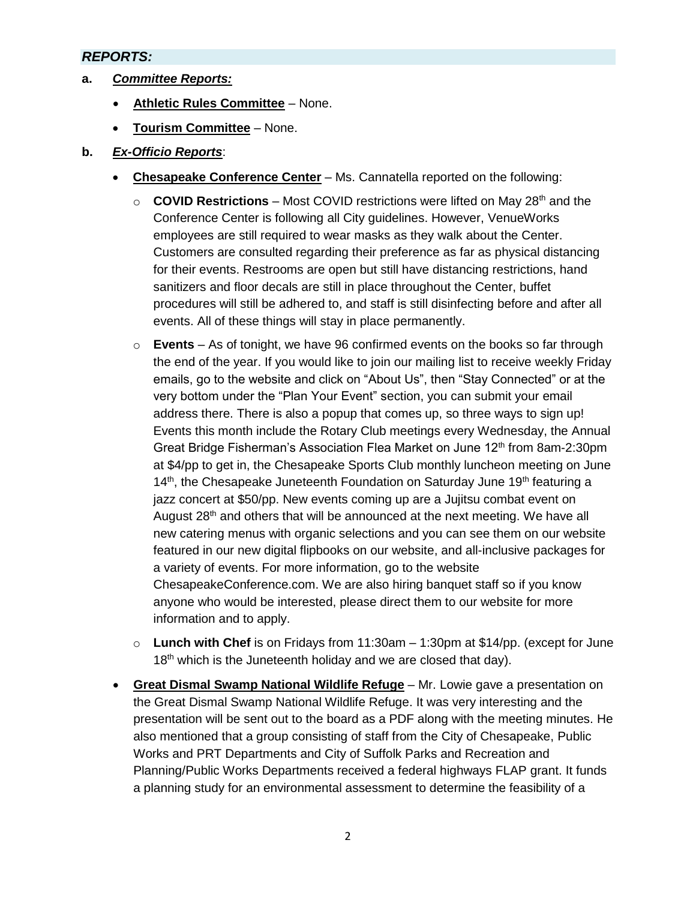## *REPORTS:*

**a.** ***Committee Reports:***

- **Athletic Rules Committee** – None.
- **Tourism Committee** – None.

**b.** ***Ex-Officio Reports***:

- **Chesapeake Conference Center** – Ms. Cannatella reported on the following:
  - **COVID Restrictions** – Most COVID restrictions were lifted on May 28th and the Conference Center is following all City guidelines. However, VenueWorks employees are still required to wear masks as they walk about the Center. Customers are consulted regarding their preference as far as physical distancing for their events. Restrooms are open but still have distancing restrictions, hand sanitizers and floor decals are still in place throughout the Center, buffet procedures will still be adhered to, and staff is still disinfecting before and after all events. All of these things will stay in place permanently.
  - **Events** – As of tonight, we have 96 confirmed events on the books so far through the end of the year. If you would like to join our mailing list to receive weekly Friday emails, go to the website and click on "About Us", then "Stay Connected" or at the very bottom under the "Plan Your Event" section, you can submit your email address there. There is also a popup that comes up, so three ways to sign up! Events this month include the Rotary Club meetings every Wednesday, the Annual Great Bridge Fisherman's Association Flea Market on June 12th from 8am-2:30pm at $4/pp to get in, the Chesapeake Sports Club monthly luncheon meeting on June 14th, the Chesapeake Juneteenth Foundation on Saturday June 19th featuring a jazz concert at $50/pp. New events coming up are a Jujitsu combat event on August 28th and others that will be announced at the next meeting. We have all new catering menus with organic selections and you can see them on our website featured in our new digital flipbooks on our website, and all-inclusive packages for a variety of events. For more information, go to the website ChesapeakeConference.com. We are also hiring banquet staff so if you know anyone who would be interested, please direct them to our website for more information and to apply.
  - **Lunch with Chef** is on Fridays from 11:30am – 1:30pm at $14/pp. (except for June 18th which is the Juneteenth holiday and we are closed that day).
- **Great Dismal Swamp National Wildlife Refuge** – Mr. Lowie gave a presentation on the Great Dismal Swamp National Wildlife Refuge. It was very interesting and the presentation will be sent out to the board as a PDF along with the meeting minutes. He also mentioned that a group consisting of staff from the City of Chesapeake, Public Works and PRT Departments and City of Suffolk Parks and Recreation and Planning/Public Works Departments received a federal highways FLAP grant. It funds a planning study for an environmental assessment to determine the feasibility of a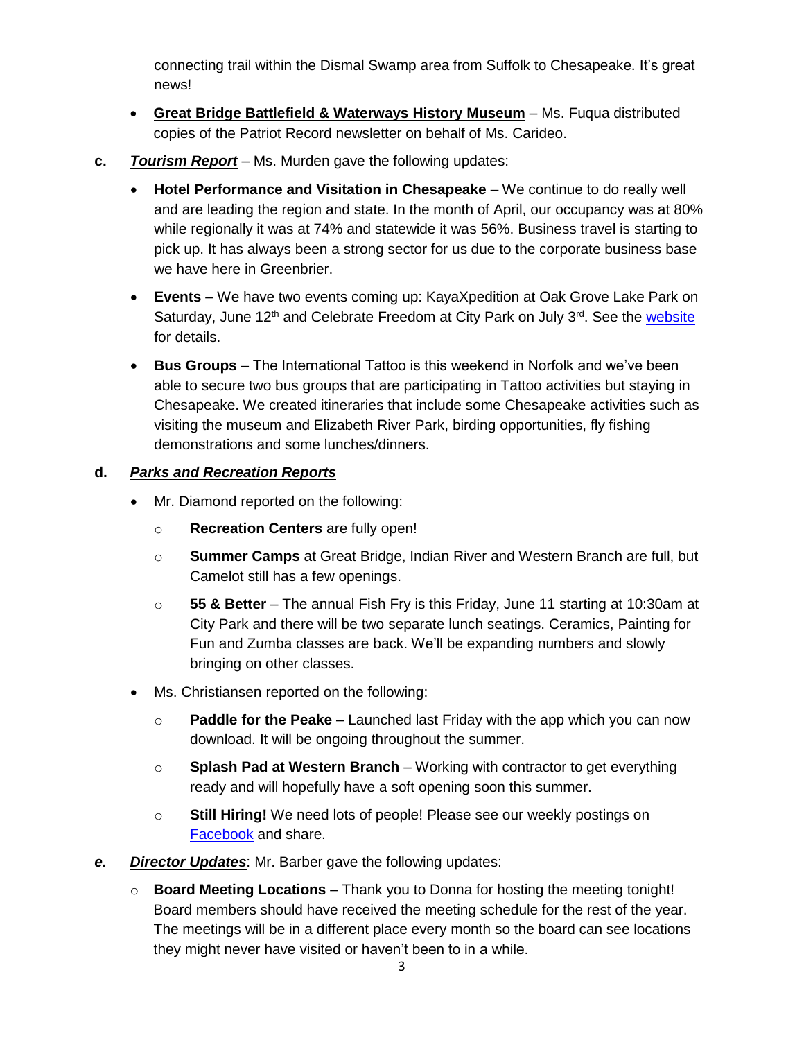connecting trail within the Dismal Swamp area from Suffolk to Chesapeake. It's great news!

- **Great Bridge Battlefield & Waterways History Museum** – Ms. Fuqua distributed copies of the Patriot Record newsletter on behalf of Ms. Carideo.

**c.** ***Tourism Report*** – Ms. Murden gave the following updates:

- **Hotel Performance and Visitation in Chesapeake** – We continue to do really well and are leading the region and state. In the month of April, our occupancy was at 80% while regionally it was at 74% and statewide it was 56%. Business travel is starting to pick up. It has always been a strong sector for us due to the corporate business base we have here in Greenbrier.
- **Events** – We have two events coming up: KayaXpedition at Oak Grove Lake Park on Saturday, June 12th and Celebrate Freedom at City Park on July 3rd. See the website for details.
- **Bus Groups** – The International Tattoo is this weekend in Norfolk and we've been able to secure two bus groups that are participating in Tattoo activities but staying in Chesapeake. We created itineraries that include some Chesapeake activities such as visiting the museum and Elizabeth River Park, birding opportunities, fly fishing demonstrations and some lunches/dinners.

**d.** ***Parks and Recreation Reports***

- Mr. Diamond reported on the following:
  - **Recreation Centers** are fully open!
  - **Summer Camps** at Great Bridge, Indian River and Western Branch are full, but Camelot still has a few openings.
  - **55 & Better** – The annual Fish Fry is this Friday, June 11 starting at 10:30am at City Park and there will be two separate lunch seatings. Ceramics, Painting for Fun and Zumba classes are back. We'll be expanding numbers and slowly bringing on other classes.
- Ms. Christiansen reported on the following:
  - **Paddle for the Peake** – Launched last Friday with the app which you can now download. It will be ongoing throughout the summer.
  - **Splash Pad at Western Branch** – Working with contractor to get everything ready and will hopefully have a soft opening soon this summer.
  - **Still Hiring!** We need lots of people! Please see our weekly postings on Facebook and share.

***e.*** ***Director Updates***: Mr. Barber gave the following updates:

- **Board Meeting Locations** – Thank you to Donna for hosting the meeting tonight! Board members should have received the meeting schedule for the rest of the year. The meetings will be in a different place every month so the board can see locations they might never have visited or haven't been to in a while.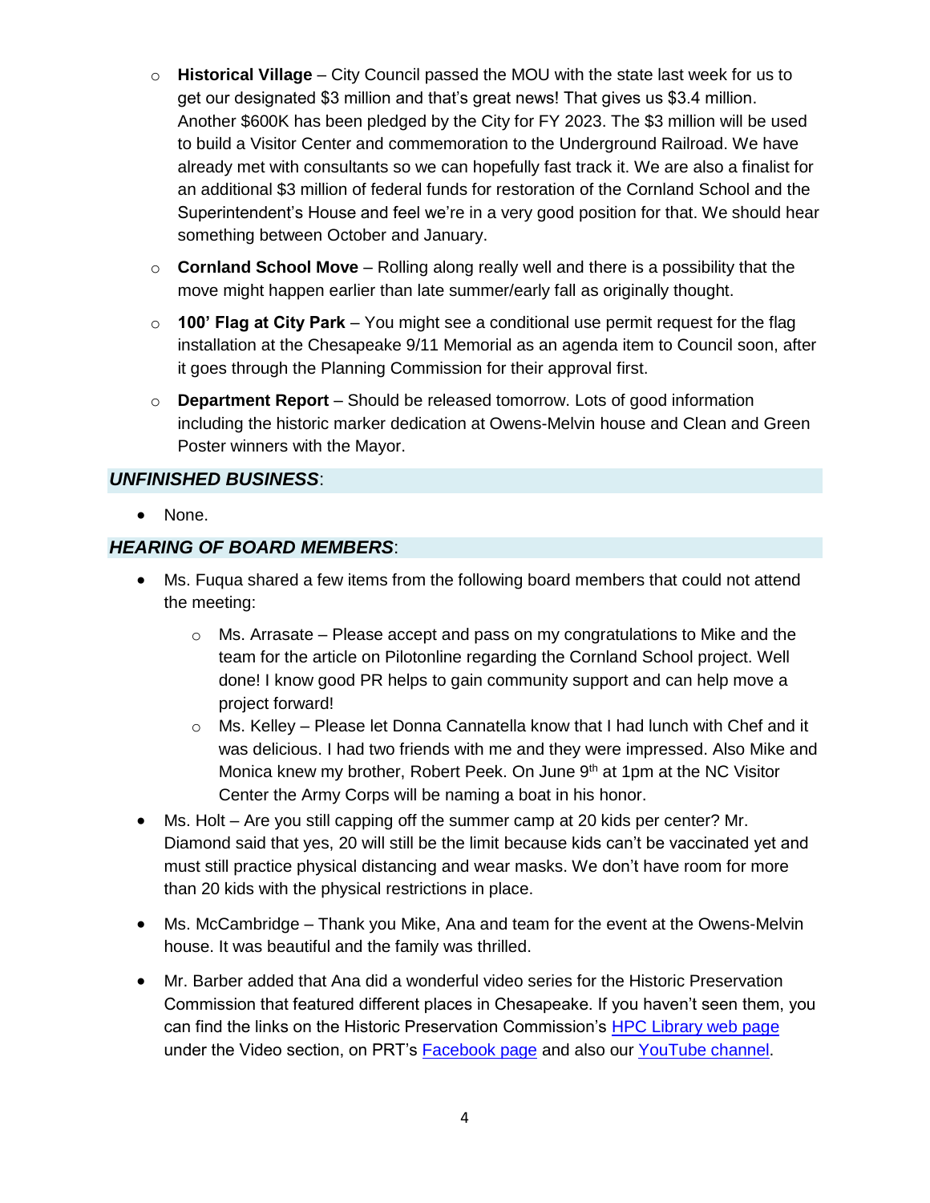- **Historical Village** – City Council passed the MOU with the state last week for us to get our designated $3 million and that's great news! That gives us $3.4 million. Another $600K has been pledged by the City for FY 2023. The $3 million will be used to build a Visitor Center and commemoration to the Underground Railroad. We have already met with consultants so we can hopefully fast track it. We are also a finalist for an additional $3 million of federal funds for restoration of the Cornland School and the Superintendent's House and feel we're in a very good position for that. We should hear something between October and January.
- **Cornland School Move** – Rolling along really well and there is a possibility that the move might happen earlier than late summer/early fall as originally thought.
- **100' Flag at City Park** – You might see a conditional use permit request for the flag installation at the Chesapeake 9/11 Memorial as an agenda item to Council soon, after it goes through the Planning Commission for their approval first.
- **Department Report** – Should be released tomorrow. Lots of good information including the historic marker dedication at Owens-Melvin house and Clean and Green Poster winners with the Mayor.

## ***UNFINISHED BUSINESS***:

- None.

## ***HEARING OF BOARD MEMBERS***:

- Ms. Fuqua shared a few items from the following board members that could not attend the meeting:
  - Ms. Arrasate – Please accept and pass on my congratulations to Mike and the team for the article on Pilotonline regarding the Cornland School project. Well done! I know good PR helps to gain community support and can help move a project forward!
  - Ms. Kelley – Please let Donna Cannatella know that I had lunch with Chef and it was delicious. I had two friends with me and they were impressed. Also Mike and Monica knew my brother, Robert Peek. On June 9th at 1pm at the NC Visitor Center the Army Corps will be naming a boat in his honor.
- Ms. Holt – Are you still capping off the summer camp at 20 kids per center? Mr. Diamond said that yes, 20 will still be the limit because kids can't be vaccinated yet and must still practice physical distancing and wear masks. We don't have room for more than 20 kids with the physical restrictions in place.
- Ms. McCambridge – Thank you Mike, Ana and team for the event at the Owens-Melvin house. It was beautiful and the family was thrilled.
- Mr. Barber added that Ana did a wonderful video series for the Historic Preservation Commission that featured different places in Chesapeake. If you haven't seen them, you can find the links on the Historic Preservation Commission's HPC Library web page under the Video section, on PRT's Facebook page and also our YouTube channel.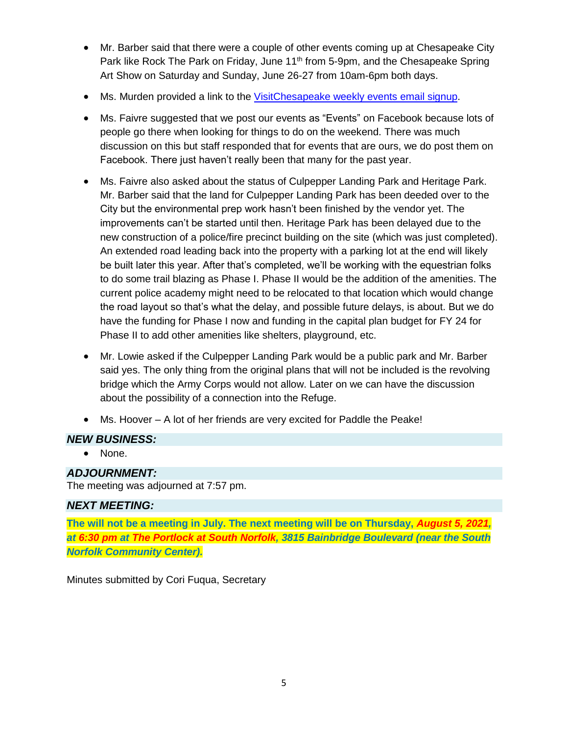- Mr. Barber said that there were a couple of other events coming up at Chesapeake City Park like Rock The Park on Friday, June 11th from 5-9pm, and the Chesapeake Spring Art Show on Saturday and Sunday, June 26-27 from 10am-6pm both days.
- Ms. Murden provided a link to the VisitChesapeake weekly events email signup.
- Ms. Faivre suggested that we post our events as "Events" on Facebook because lots of people go there when looking for things to do on the weekend. There was much discussion on this but staff responded that for events that are ours, we do post them on Facebook. There just haven't really been that many for the past year.
- Ms. Faivre also asked about the status of Culpepper Landing Park and Heritage Park. Mr. Barber said that the land for Culpepper Landing Park has been deeded over to the City but the environmental prep work hasn't been finished by the vendor yet. The improvements can't be started until then. Heritage Park has been delayed due to the new construction of a police/fire precinct building on the site (which was just completed). An extended road leading back into the property with a parking lot at the end will likely be built later this year. After that's completed, we'll be working with the equestrian folks to do some trail blazing as Phase I. Phase II would be the addition of the amenities. The current police academy might need to be relocated to that location which would change the road layout so that's what the delay, and possible future delays, is about. But we do have the funding for Phase I now and funding in the capital plan budget for FY 24 for Phase II to add other amenities like shelters, playground, etc.
- Mr. Lowie asked if the Culpepper Landing Park would be a public park and Mr. Barber said yes. The only thing from the original plans that will not be included is the revolving bridge which the Army Corps would not allow. Later on we can have the discussion about the possibility of a connection into the Refuge.
- Ms. Hoover – A lot of her friends are very excited for Paddle the Peake!

## *NEW BUSINESS:*

- None.

## *ADJOURNMENT:*

The meeting was adjourned at 7:57 pm.

## *NEXT MEETING:*

**The will not be a meeting in July. The next meeting will be on Thursday, *August 5, 2021, at 6:30 pm at The Portlock at South Norfolk, 3815 Bainbridge Boulevard (near the South Norfolk Community Center).***

Minutes submitted by Cori Fuqua, Secretary